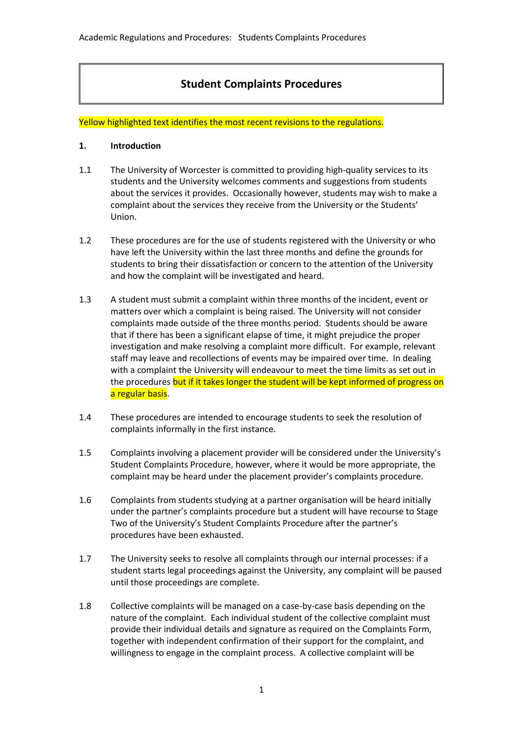# Student Complaints Procedures

Yellow highlighted text identifies the most recent revisions to the regulations.

## 1. Introduction

1.1 The University of Worcester is committed to providing high-quality services to its students and the University welcomes comments and suggestions from students about the services it provides. Occasionally however, students may wish to make a complaint about the services they receive from the University or the Students' Union.

1.2 These procedures are for the use of students registered with the University or who have left the University within the last three months and define the grounds for students to bring their dissatisfaction or concern to the attention of the University and how the complaint will be investigated and heard.

1.3 A student must submit a complaint within three months of the incident, event or matters over which a complaint is being raised. The University will not consider complaints made outside of the three months period. Students should be aware that if there has been a significant elapse of time, it might prejudice the proper investigation and make resolving a complaint more difficult. For example, relevant staff may leave and recollections of events may be impaired over time. In dealing with a complaint the University will endeavour to meet the time limits as set out in the procedures but if it takes longer the student will be kept informed of progress on a regular basis.

1.4 These procedures are intended to encourage students to seek the resolution of complaints informally in the first instance.

1.5 Complaints involving a placement provider will be considered under the University's Student Complaints Procedure, however, where it would be more appropriate, the complaint may be heard under the placement provider's complaints procedure.

1.6 Complaints from students studying at a partner organisation will be heard initially under the partner's complaints procedure but a student will have recourse to Stage Two of the University's Student Complaints Procedure after the partner's procedures have been exhausted.

1.7 The University seeks to resolve all complaints through our internal processes: if a student starts legal proceedings against the University, any complaint will be paused until those proceedings are complete.

1.8 Collective complaints will be managed on a case-by-case basis depending on the nature of the complaint. Each individual student of the collective complaint must provide their individual details and signature as required on the Complaints Form, together with independent confirmation of their support for the complaint, and willingness to engage in the complaint process. A collective complaint will be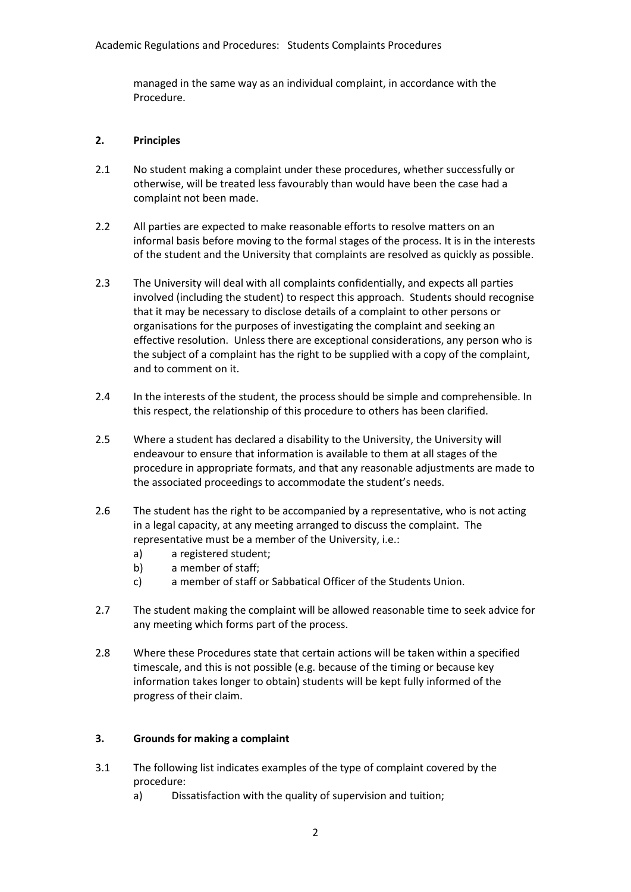managed in the same way as an individual complaint, in accordance with the Procedure.

## 2. Principles

2.1 No student making a complaint under these procedures, whether successfully or otherwise, will be treated less favourably than would have been the case had a complaint not been made.

2.2 All parties are expected to make reasonable efforts to resolve matters on an informal basis before moving to the formal stages of the process. It is in the interests of the student and the University that complaints are resolved as quickly as possible.

2.3 The University will deal with all complaints confidentially, and expects all parties involved (including the student) to respect this approach. Students should recognise that it may be necessary to disclose details of a complaint to other persons or organisations for the purposes of investigating the complaint and seeking an effective resolution. Unless there are exceptional considerations, any person who is the subject of a complaint has the right to be supplied with a copy of the complaint, and to comment on it.

2.4 In the interests of the student, the process should be simple and comprehensible. In this respect, the relationship of this procedure to others has been clarified.

2.5 Where a student has declared a disability to the University, the University will endeavour to ensure that information is available to them at all stages of the procedure in appropriate formats, and that any reasonable adjustments are made to the associated proceedings to accommodate the student's needs.

2.6 The student has the right to be accompanied by a representative, who is not acting in a legal capacity, at any meeting arranged to discuss the complaint. The representative must be a member of the University, i.e.:

a) a registered student;
b) a member of staff;
c) a member of staff or Sabbatical Officer of the Students Union.

2.7 The student making the complaint will be allowed reasonable time to seek advice for any meeting which forms part of the process.

2.8 Where these Procedures state that certain actions will be taken within a specified timescale, and this is not possible (e.g. because of the timing or because key information takes longer to obtain) students will be kept fully informed of the progress of their claim.

## 3. Grounds for making a complaint

3.1 The following list indicates examples of the type of complaint covered by the procedure:

a) Dissatisfaction with the quality of supervision and tuition;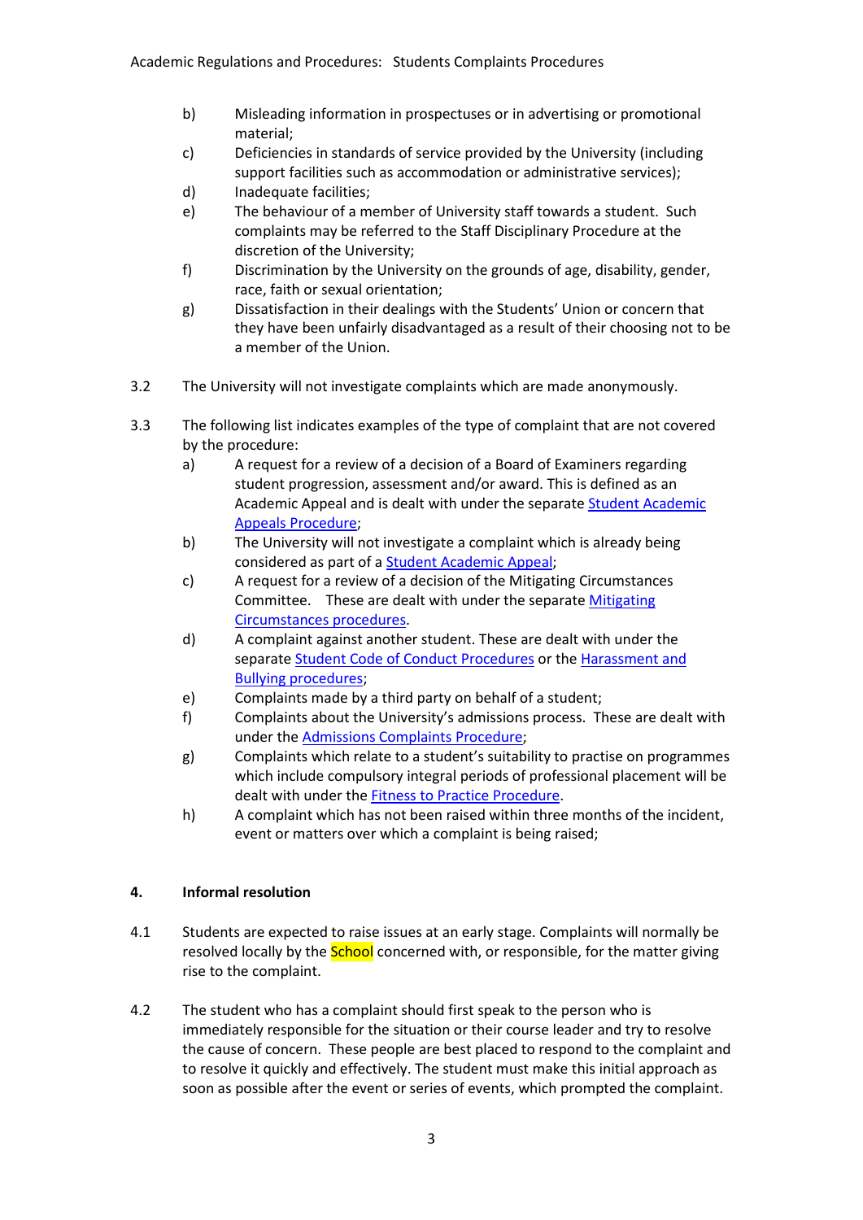b) Misleading information in prospectuses or in advertising or promotional material;

c) Deficiencies in standards of service provided by the University (including support facilities such as accommodation or administrative services);

d) Inadequate facilities;

e) The behaviour of a member of University staff towards a student. Such complaints may be referred to the Staff Disciplinary Procedure at the discretion of the University;

f) Discrimination by the University on the grounds of age, disability, gender, race, faith or sexual orientation;

g) Dissatisfaction in their dealings with the Students' Union or concern that they have been unfairly disadvantaged as a result of their choosing not to be a member of the Union.

3.2 The University will not investigate complaints which are made anonymously.

3.3 The following list indicates examples of the type of complaint that are not covered by the procedure:

a) A request for a review of a decision of a Board of Examiners regarding student progression, assessment and/or award. This is defined as an Academic Appeal and is dealt with under the separate Student Academic Appeals Procedure;

b) The University will not investigate a complaint which is already being considered as part of a Student Academic Appeal;

c) A request for a review of a decision of the Mitigating Circumstances Committee. These are dealt with under the separate Mitigating Circumstances procedures.

d) A complaint against another student. These are dealt with under the separate Student Code of Conduct Procedures or the Harassment and Bullying procedures;

e) Complaints made by a third party on behalf of a student;

f) Complaints about the University's admissions process. These are dealt with under the Admissions Complaints Procedure;

g) Complaints which relate to a student's suitability to practise on programmes which include compulsory integral periods of professional placement will be dealt with under the Fitness to Practice Procedure.

h) A complaint which has not been raised within three months of the incident, event or matters over which a complaint is being raised;

## 4. Informal resolution

4.1 Students are expected to raise issues at an early stage. Complaints will normally be resolved locally by the School concerned with, or responsible, for the matter giving rise to the complaint.

4.2 The student who has a complaint should first speak to the person who is immediately responsible for the situation or their course leader and try to resolve the cause of concern. These people are best placed to respond to the complaint and to resolve it quickly and effectively. The student must make this initial approach as soon as possible after the event or series of events, which prompted the complaint.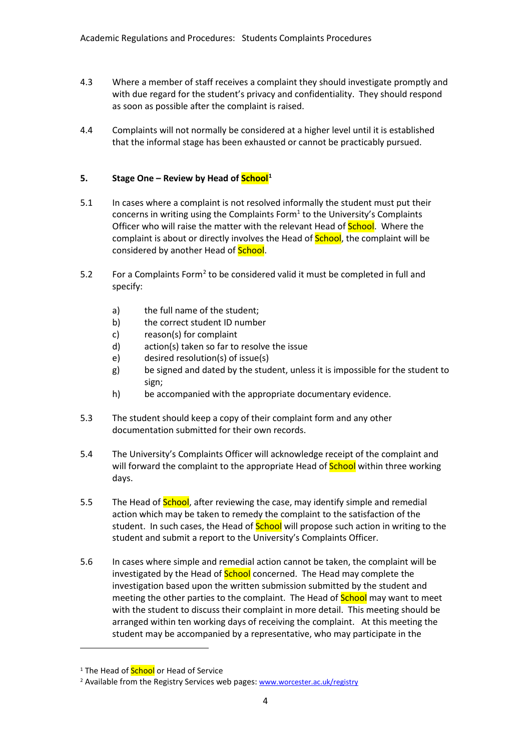4.3 Where a member of staff receives a complaint they should investigate promptly and with due regard for the student's privacy and confidentiality. They should respond as soon as possible after the complaint is raised.

4.4 Complaints will not normally be considered at a higher level until it is established that the informal stage has been exhausted or cannot be practicably pursued.

## 5. Stage One – Review by Head of School[1]

5.1 In cases where a complaint is not resolved informally the student must put their concerns in writing using the Complaints Form[1] to the University's Complaints Officer who will raise the matter with the relevant Head of School. Where the complaint is about or directly involves the Head of School, the complaint will be considered by another Head of School.

5.2 For a Complaints Form[2] to be considered valid it must be completed in full and specify:

- a) the full name of the student;
- b) the correct student ID number
- c) reason(s) for complaint
- d) action(s) taken so far to resolve the issue
- e) desired resolution(s) of issue(s)
- g) be signed and dated by the student, unless it is impossible for the student to sign;
- h) be accompanied with the appropriate documentary evidence.

5.3 The student should keep a copy of their complaint form and any other documentation submitted for their own records.

5.4 The University's Complaints Officer will acknowledge receipt of the complaint and will forward the complaint to the appropriate Head of School within three working days.

5.5 The Head of School, after reviewing the case, may identify simple and remedial action which may be taken to remedy the complaint to the satisfaction of the student. In such cases, the Head of School will propose such action in writing to the student and submit a report to the University's Complaints Officer.

5.6 In cases where simple and remedial action cannot be taken, the complaint will be investigated by the Head of School concerned. The Head may complete the investigation based upon the written submission submitted by the student and meeting the other parties to the complaint. The Head of School may want to meet with the student to discuss their complaint in more detail. This meeting should be arranged within ten working days of receiving the complaint. At this meeting the student may be accompanied by a representative, who may participate in the

---

[1] The Head of School or Head of Service

[2] Available from the Registry Services web pages: www.worcester.ac.uk/registry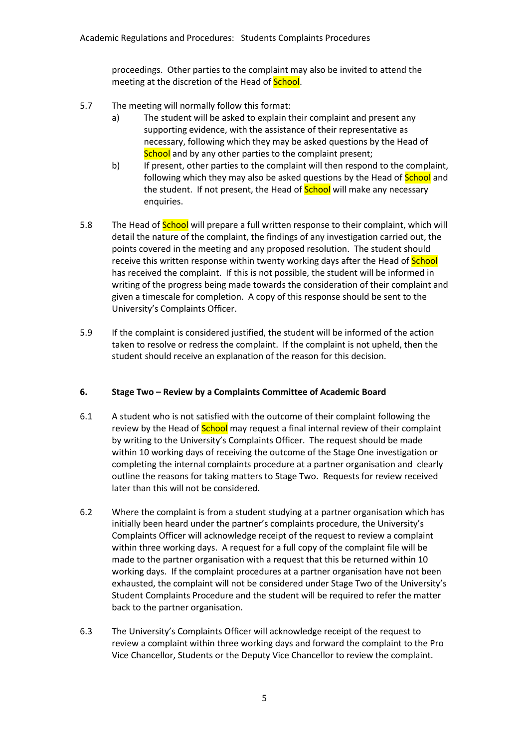proceedings. Other parties to the complaint may also be invited to attend the meeting at the discretion of the Head of School.

5.7 The meeting will normally follow this format:

a) The student will be asked to explain their complaint and present any supporting evidence, with the assistance of their representative as necessary, following which they may be asked questions by the Head of School and by any other parties to the complaint present;

b) If present, other parties to the complaint will then respond to the complaint, following which they may also be asked questions by the Head of School and the student. If not present, the Head of School will make any necessary enquiries.

5.8 The Head of School will prepare a full written response to their complaint, which will detail the nature of the complaint, the findings of any investigation carried out, the points covered in the meeting and any proposed resolution. The student should receive this written response within twenty working days after the Head of School has received the complaint. If this is not possible, the student will be informed in writing of the progress being made towards the consideration of their complaint and given a timescale for completion. A copy of this response should be sent to the University's Complaints Officer.

5.9 If the complaint is considered justified, the student will be informed of the action taken to resolve or redress the complaint. If the complaint is not upheld, then the student should receive an explanation of the reason for this decision.

## 6. Stage Two – Review by a Complaints Committee of Academic Board

6.1 A student who is not satisfied with the outcome of their complaint following the review by the Head of School may request a final internal review of their complaint by writing to the University's Complaints Officer. The request should be made within 10 working days of receiving the outcome of the Stage One investigation or completing the internal complaints procedure at a partner organisation and clearly outline the reasons for taking matters to Stage Two. Requests for review received later than this will not be considered.

6.2 Where the complaint is from a student studying at a partner organisation which has initially been heard under the partner's complaints procedure, the University's Complaints Officer will acknowledge receipt of the request to review a complaint within three working days. A request for a full copy of the complaint file will be made to the partner organisation with a request that this be returned within 10 working days. If the complaint procedures at a partner organisation have not been exhausted, the complaint will not be considered under Stage Two of the University's Student Complaints Procedure and the student will be required to refer the matter back to the partner organisation.

6.3 The University's Complaints Officer will acknowledge receipt of the request to review a complaint within three working days and forward the complaint to the Pro Vice Chancellor, Students or the Deputy Vice Chancellor to review the complaint.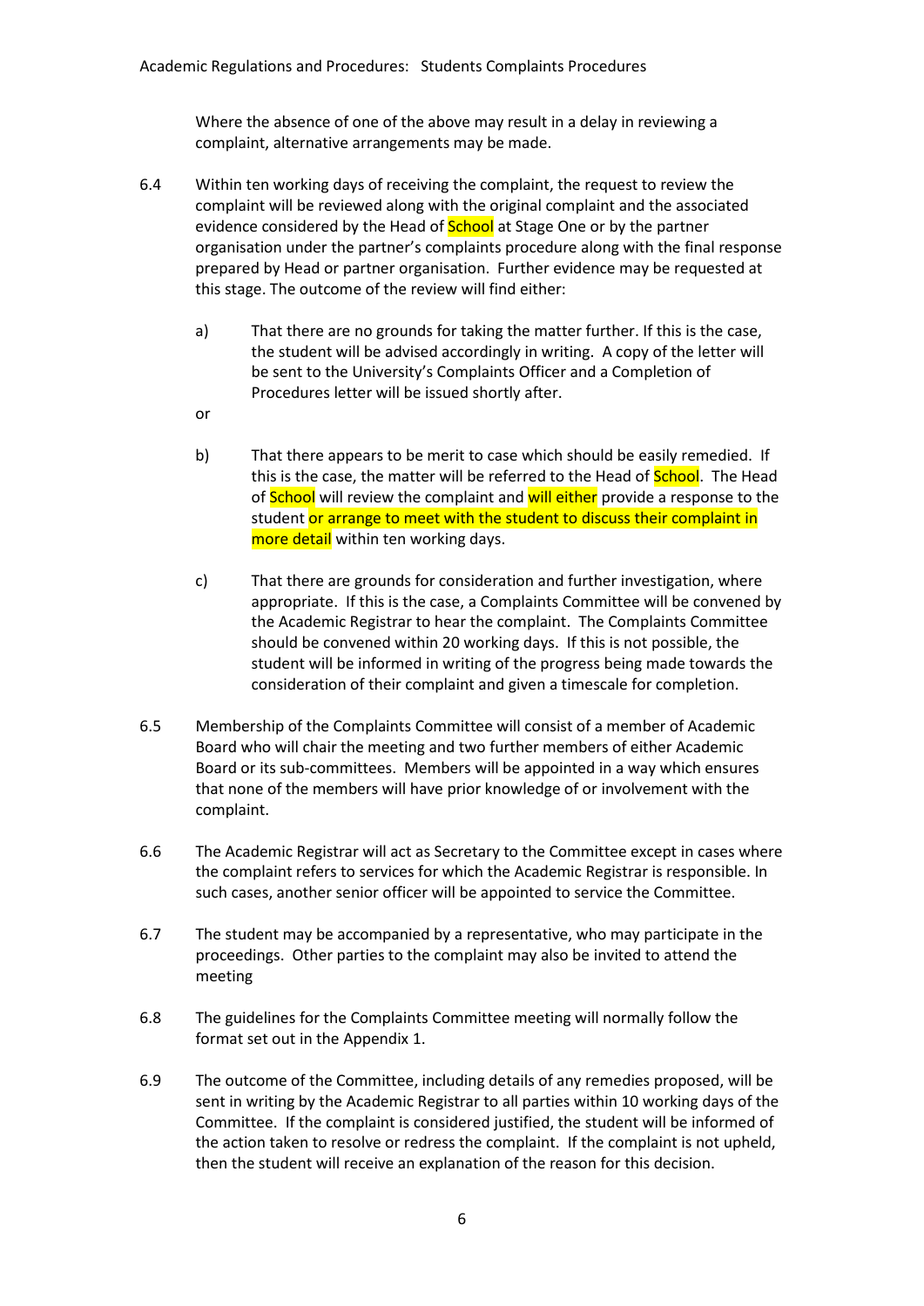Where the absence of one of the above may result in a delay in reviewing a complaint, alternative arrangements may be made.

6.4 Within ten working days of receiving the complaint, the request to review the complaint will be reviewed along with the original complaint and the associated evidence considered by the Head of School at Stage One or by the partner organisation under the partner's complaints procedure along with the final response prepared by Head or partner organisation. Further evidence may be requested at this stage. The outcome of the review will find either:

a) That there are no grounds for taking the matter further. If this is the case, the student will be advised accordingly in writing. A copy of the letter will be sent to the University's Complaints Officer and a Completion of Procedures letter will be issued shortly after.

or

b) That there appears to be merit to case which should be easily remedied. If this is the case, the matter will be referred to the Head of School. The Head of School will review the complaint and will either provide a response to the student or arrange to meet with the student to discuss their complaint in more detail within ten working days.

c) That there are grounds for consideration and further investigation, where appropriate. If this is the case, a Complaints Committee will be convened by the Academic Registrar to hear the complaint. The Complaints Committee should be convened within 20 working days. If this is not possible, the student will be informed in writing of the progress being made towards the consideration of their complaint and given a timescale for completion.

6.5 Membership of the Complaints Committee will consist of a member of Academic Board who will chair the meeting and two further members of either Academic Board or its sub-committees. Members will be appointed in a way which ensures that none of the members will have prior knowledge of or involvement with the complaint.

6.6 The Academic Registrar will act as Secretary to the Committee except in cases where the complaint refers to services for which the Academic Registrar is responsible. In such cases, another senior officer will be appointed to service the Committee.

6.7 The student may be accompanied by a representative, who may participate in the proceedings. Other parties to the complaint may also be invited to attend the meeting

6.8 The guidelines for the Complaints Committee meeting will normally follow the format set out in the Appendix 1.

6.9 The outcome of the Committee, including details of any remedies proposed, will be sent in writing by the Academic Registrar to all parties within 10 working days of the Committee. If the complaint is considered justified, the student will be informed of the action taken to resolve or redress the complaint. If the complaint is not upheld, then the student will receive an explanation of the reason for this decision.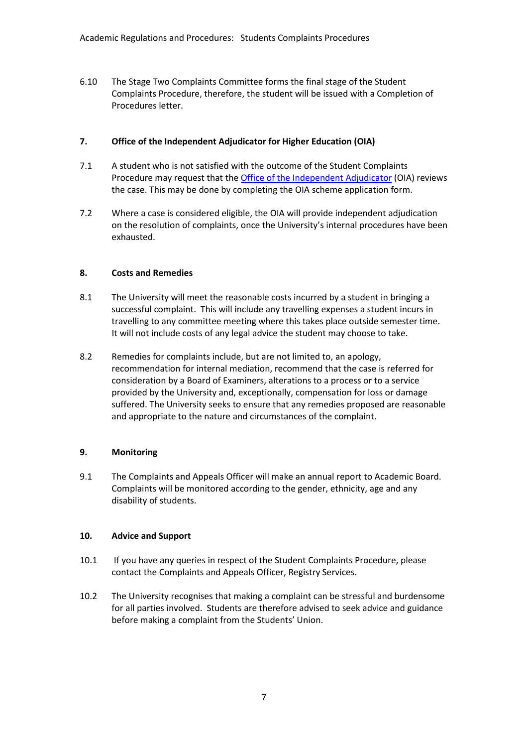6.10 The Stage Two Complaints Committee forms the final stage of the Student Complaints Procedure, therefore, the student will be issued with a Completion of Procedures letter.

## 7. Office of the Independent Adjudicator for Higher Education (OIA)

7.1 A student who is not satisfied with the outcome of the Student Complaints Procedure may request that the Office of the Independent Adjudicator (OIA) reviews the case. This may be done by completing the OIA scheme application form.

7.2 Where a case is considered eligible, the OIA will provide independent adjudication on the resolution of complaints, once the University's internal procedures have been exhausted.

## 8. Costs and Remedies

8.1 The University will meet the reasonable costs incurred by a student in bringing a successful complaint. This will include any travelling expenses a student incurs in travelling to any committee meeting where this takes place outside semester time. It will not include costs of any legal advice the student may choose to take.

8.2 Remedies for complaints include, but are not limited to, an apology, recommendation for internal mediation, recommend that the case is referred for consideration by a Board of Examiners, alterations to a process or to a service provided by the University and, exceptionally, compensation for loss or damage suffered. The University seeks to ensure that any remedies proposed are reasonable and appropriate to the nature and circumstances of the complaint.

## 9. Monitoring

9.1 The Complaints and Appeals Officer will make an annual report to Academic Board. Complaints will be monitored according to the gender, ethnicity, age and any disability of students.

## 10. Advice and Support

10.1 If you have any queries in respect of the Student Complaints Procedure, please contact the Complaints and Appeals Officer, Registry Services.

10.2 The University recognises that making a complaint can be stressful and burdensome for all parties involved. Students are therefore advised to seek advice and guidance before making a complaint from the Students' Union.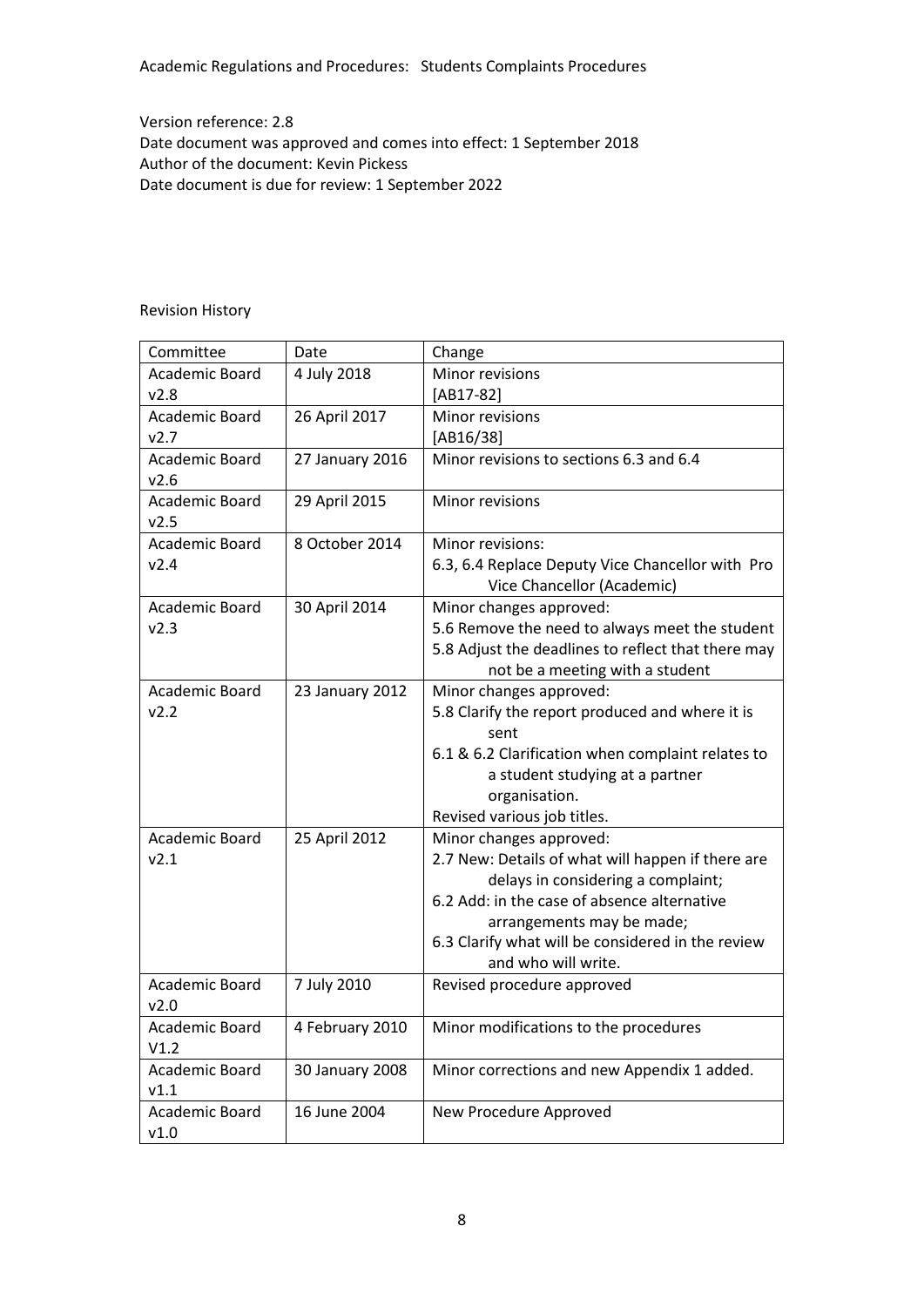Academic Regulations and Procedures: Students Complaints Procedures

Version reference: 2.8
Date document was approved and comes into effect: 1 September 2018
Author of the document: Kevin Pickess
Date document is due for review: 1 September 2022

Revision History

| Committee | Date | Change |
|---|---|---|
| Academic Board v2.8 | 4 July 2018 | Minor revisions [AB17-82] |
| Academic Board v2.7 | 26 April 2017 | Minor revisions [AB16/38] |
| Academic Board v2.6 | 27 January 2016 | Minor revisions to sections 6.3 and 6.4 |
| Academic Board v2.5 | 29 April 2015 | Minor revisions |
| Academic Board v2.4 | 8 October 2014 | Minor revisions:<br>6.3, 6.4 Replace Deputy Vice Chancellor with Pro Vice Chancellor (Academic) |
| Academic Board v2.3 | 30 April 2014 | Minor changes approved:<br>5.6 Remove the need to always meet the student<br>5.8 Adjust the deadlines to reflect that there may not be a meeting with a student |
| Academic Board v2.2 | 23 January 2012 | Minor changes approved:<br>5.8 Clarify the report produced and where it is sent<br>6.1 & 6.2 Clarification when complaint relates to a student studying at a partner organisation.<br>Revised various job titles. |
| Academic Board v2.1 | 25 April 2012 | Minor changes approved:<br>2.7 New: Details of what will happen if there are delays in considering a complaint;<br>6.2 Add: in the case of absence alternative arrangements may be made;<br>6.3 Clarify what will be considered in the review and who will write. |
| Academic Board v2.0 | 7 July 2010 | Revised procedure approved |
| Academic Board V1.2 | 4 February 2010 | Minor modifications to the procedures |
| Academic Board v1.1 | 30 January 2008 | Minor corrections and new Appendix 1 added. |
| Academic Board v1.0 | 16 June 2004 | New Procedure Approved |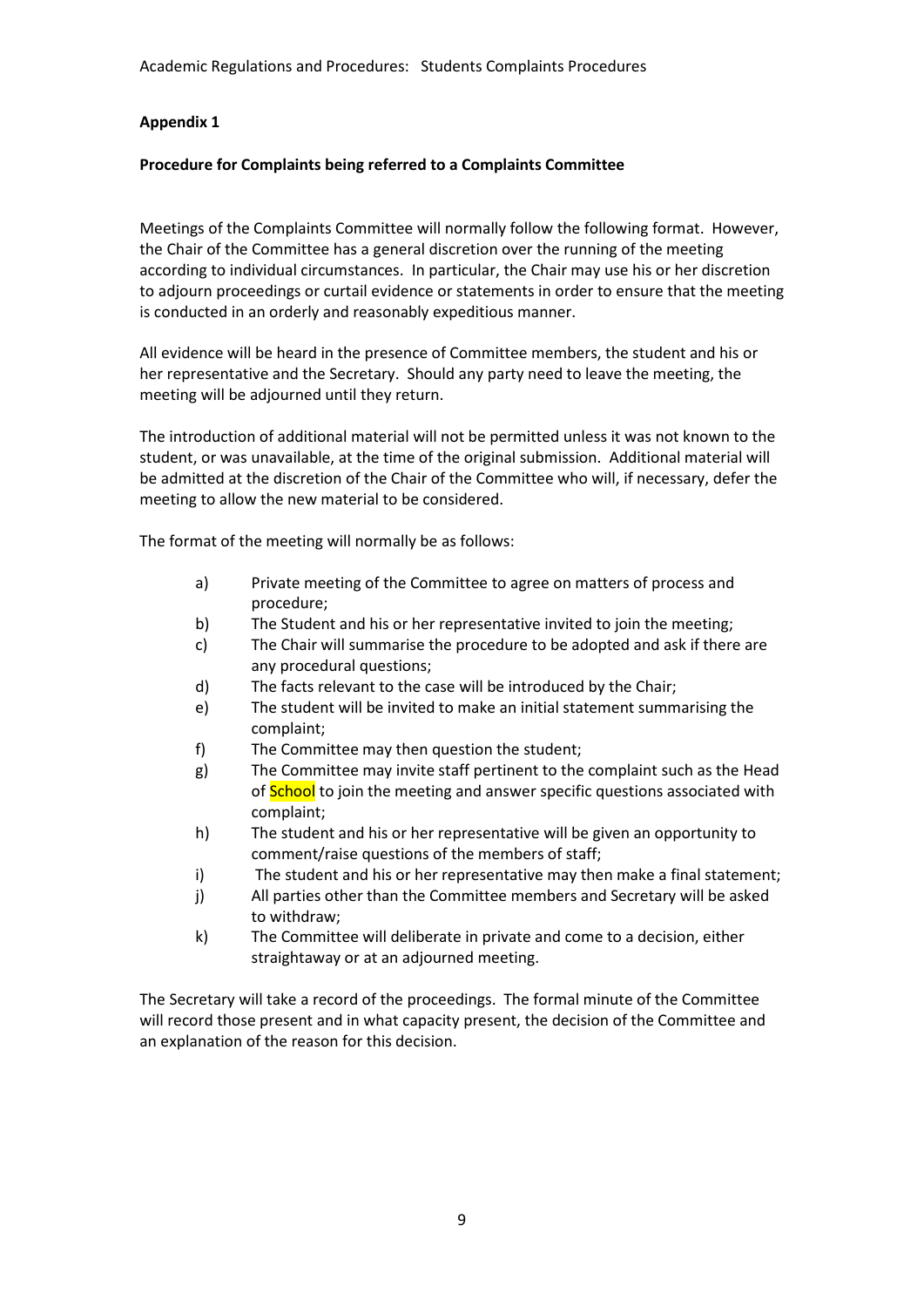## Appendix 1

### Procedure for Complaints being referred to a Complaints Committee

Meetings of the Complaints Committee will normally follow the following format. However, the Chair of the Committee has a general discretion over the running of the meeting according to individual circumstances. In particular, the Chair may use his or her discretion to adjourn proceedings or curtail evidence or statements in order to ensure that the meeting is conducted in an orderly and reasonably expeditious manner.

All evidence will be heard in the presence of Committee members, the student and his or her representative and the Secretary. Should any party need to leave the meeting, the meeting will be adjourned until they return.

The introduction of additional material will not be permitted unless it was not known to the student, or was unavailable, at the time of the original submission. Additional material will be admitted at the discretion of the Chair of the Committee who will, if necessary, defer the meeting to allow the new material to be considered.

The format of the meeting will normally be as follows:

a) Private meeting of the Committee to agree on matters of process and procedure;
b) The Student and his or her representative invited to join the meeting;
c) The Chair will summarise the procedure to be adopted and ask if there are any procedural questions;
d) The facts relevant to the case will be introduced by the Chair;
e) The student will be invited to make an initial statement summarising the complaint;
f) The Committee may then question the student;
g) The Committee may invite staff pertinent to the complaint such as the Head of School to join the meeting and answer specific questions associated with complaint;
h) The student and his or her representative will be given an opportunity to comment/raise questions of the members of staff;
i) The student and his or her representative may then make a final statement;
j) All parties other than the Committee members and Secretary will be asked to withdraw;
k) The Committee will deliberate in private and come to a decision, either straightaway or at an adjourned meeting.

The Secretary will take a record of the proceedings. The formal minute of the Committee will record those present and in what capacity present, the decision of the Committee and an explanation of the reason for this decision.